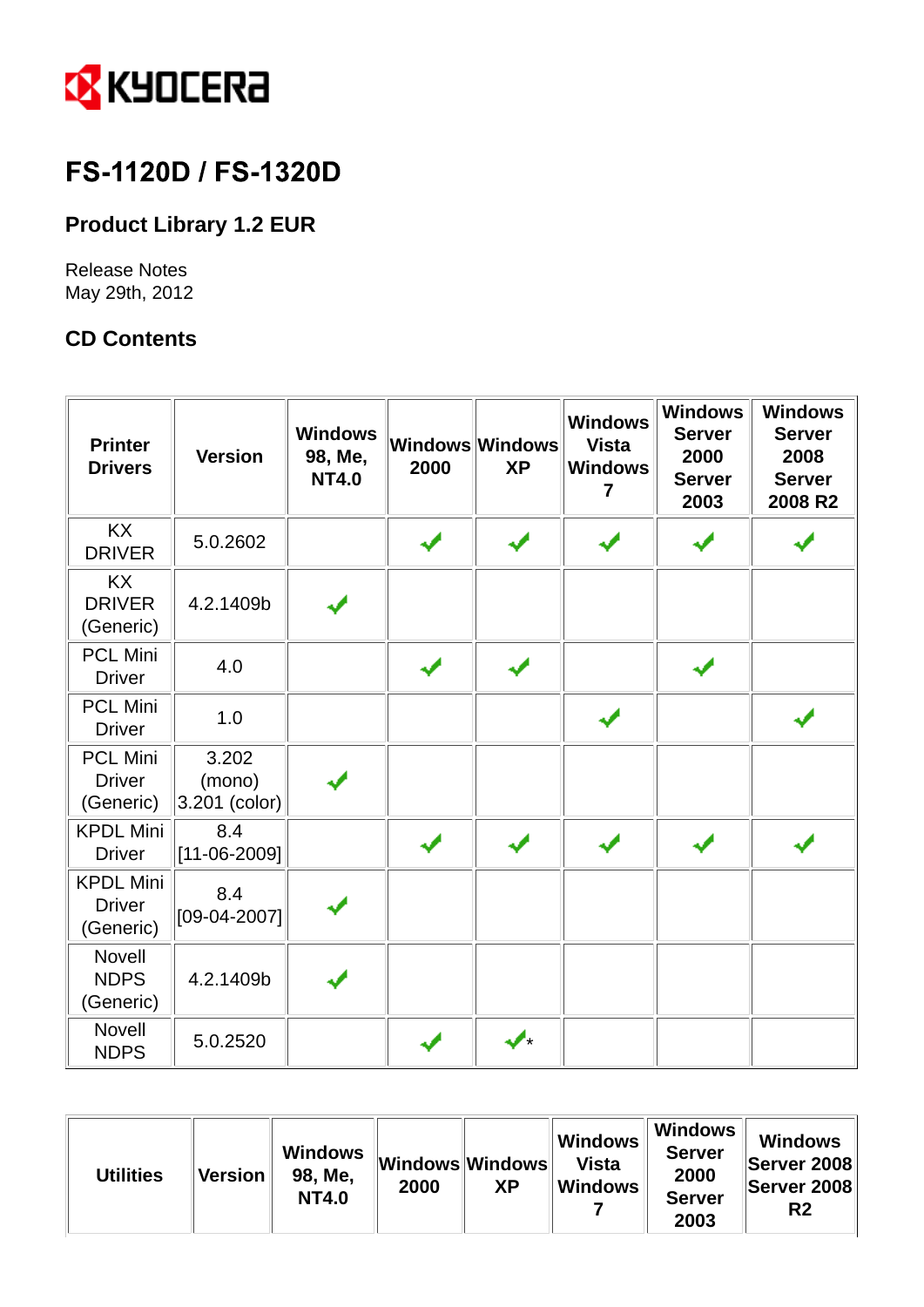# FS-1120D / FS-1320D

## Product Library 1.2 EUR

Release Notes
May 29th, 2012

## CD Contents

| Printer Drivers | Version | Windows 98, Me, NT4.0 | Windows 2000 | Windows XP | Windows Vista Windows 7 | Windows Server 2000 Server 2003 | Windows Server 2008 Server 2008 R2 |
|---|---|---|---|---|---|---|---|
| KX DRIVER | 5.0.2602 | | ✓ | ✓ | ✓ | ✓ | ✓ |
| KX DRIVER (Generic) | 4.2.1409b | ✓ | | | | | |
| PCL Mini Driver | 4.0 | | ✓ | ✓ | | ✓ | |
| PCL Mini Driver | 1.0 | | | | ✓ | | ✓ |
| PCL Mini Driver (Generic) | 3.202 (mono) 3.201 (color) | ✓ | | | | | |
| KPDL Mini Driver | 8.4 [11-06-2009] | | ✓ | ✓ | ✓ | ✓ | ✓ |
| KPDL Mini Driver (Generic) | 8.4 [09-04-2007] | ✓ | | | | | |
| Novell NDPS (Generic) | 4.2.1409b | ✓ | | | | | |
| Novell NDPS | 5.0.2520 | | ✓ | ✓* | | | |

| Utilities | Version | Windows 98, Me, NT4.0 | Windows 2000 | Windows XP | Windows Vista Windows 7 | Windows Server 2000 Server 2003 | Windows Server 2008 Server 2008 R2 |
|---|---|---|---|---|---|---|---|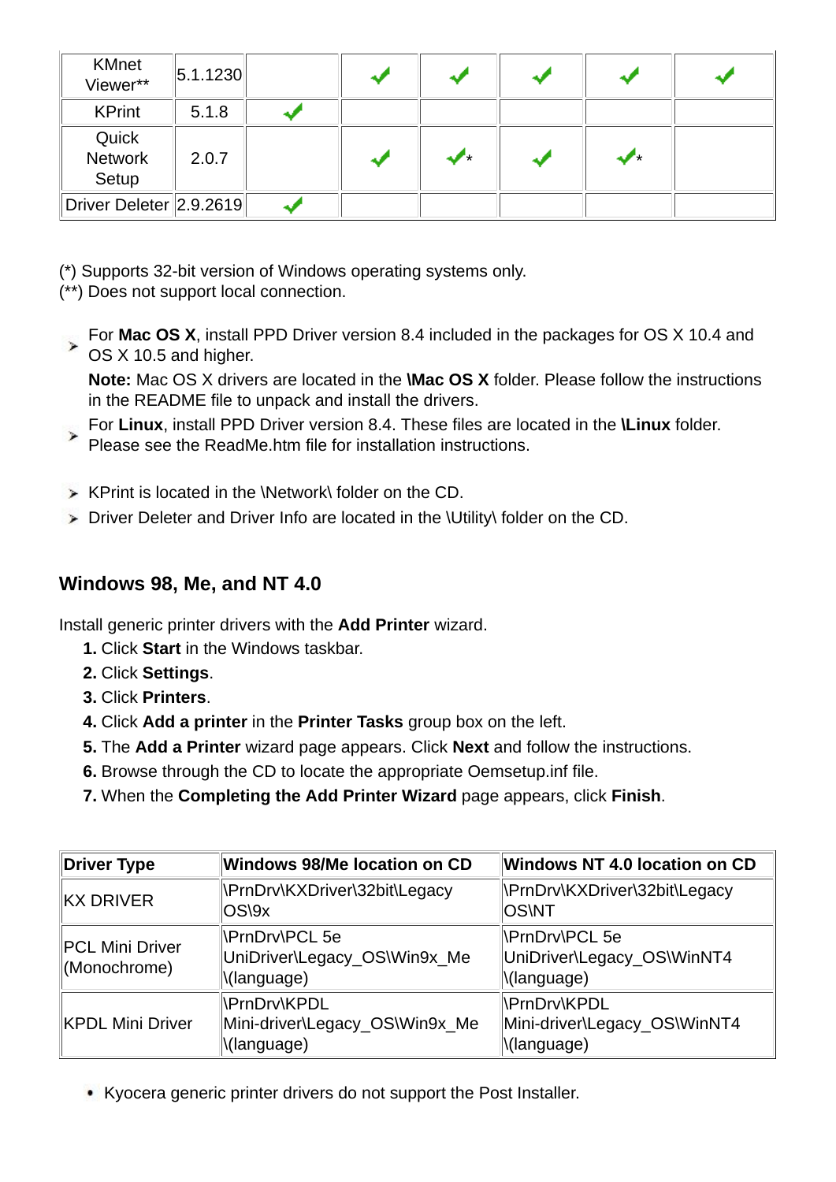| KMnet Viewer** | 5.1.1230 | | ✔ | ✔ | ✔ | ✔ | ✔ |
|---|---|---|---|---|---|---|---|
| KPrint | 5.1.8 | ✔ | | | | | |
| Quick Network Setup | 2.0.7 | | ✔ | ✔* | ✔ | ✔* | |
| Driver Deleter | 2.9.2619 | ✔ | | | | | |

(*) Supports 32-bit version of Windows operating systems only.
(**) Does not support local connection.

- For **Mac OS X**, install PPD Driver version 8.4 included in the packages for OS X 10.4 and OS X 10.5 and higher.
  **Note:** Mac OS X drivers are located in the **\Mac OS X** folder. Please follow the instructions in the README file to unpack and install the drivers.
- For **Linux**, install PPD Driver version 8.4. These files are located in the **\Linux** folder. Please see the ReadMe.htm file for installation instructions.

- KPrint is located in the \Network\ folder on the CD.
- Driver Deleter and Driver Info are located in the \Utility\ folder on the CD.

## Windows 98, Me, and NT 4.0

Install generic printer drivers with the **Add Printer** wizard.

1. Click **Start** in the Windows taskbar.
2. Click **Settings**.
3. Click **Printers**.
4. Click **Add a printer** in the **Printer Tasks** group box on the left.
5. The **Add a Printer** wizard page appears. Click **Next** and follow the instructions.
6. Browse through the CD to locate the appropriate Oemsetup.inf file.
7. When the **Completing the Add Printer Wizard** page appears, click **Finish**.

| Driver Type | Windows 98/Me location on CD | Windows NT 4.0 location on CD |
|---|---|---|
| KX DRIVER | \PrnDrv\KXDriver\32bit\Legacy OS\9x | \PrnDrv\KXDriver\32bit\Legacy OS\NT |
| PCL Mini Driver (Monochrome) | \PrnDrv\PCL 5e UniDriver\Legacy_OS\Win9x_Me \(language) | \PrnDrv\PCL 5e UniDriver\Legacy_OS\WinNT4 \(language) |
| KPDL Mini Driver | \PrnDrv\KPDL Mini-driver\Legacy_OS\Win9x_Me \(language) | \PrnDrv\KPDL Mini-driver\Legacy_OS\WinNT4 \(language) |

- Kyocera generic printer drivers do not support the Post Installer.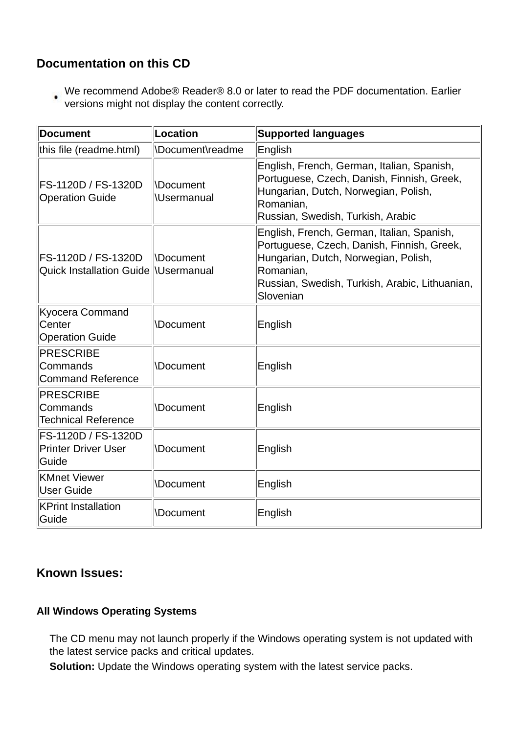## Documentation on this CD

- We recommend Adobe® Reader® 8.0 or later to read the PDF documentation. Earlier versions might not display the content correctly.

| Document | Location | Supported languages |
|---|---|---|
| this file (readme.html) | \Document\readme | English |
| FS-1120D / FS-1320D Operation Guide | \Document \Usermanual | English, French, German, Italian, Spanish, Portuguese, Czech, Danish, Finnish, Greek, Hungarian, Dutch, Norwegian, Polish, Romanian, Russian, Swedish, Turkish, Arabic |
| FS-1120D / FS-1320D Quick Installation Guide | \Document \Usermanual | English, French, German, Italian, Spanish, Portuguese, Czech, Danish, Finnish, Greek, Hungarian, Dutch, Norwegian, Polish, Romanian, Russian, Swedish, Turkish, Arabic, Lithuanian, Slovenian |
| Kyocera Command Center Operation Guide | \Document | English |
| PRESCRIBE Commands Command Reference | \Document | English |
| PRESCRIBE Commands Technical Reference | \Document | English |
| FS-1120D / FS-1320D Printer Driver User Guide | \Document | English |
| KMnet Viewer User Guide | \Document | English |
| KPrint Installation Guide | \Document | English |

## Known Issues:

#### All Windows Operating Systems

The CD menu may not launch properly if the Windows operating system is not updated with the latest service packs and critical updates.

**Solution:** Update the Windows operating system with the latest service packs.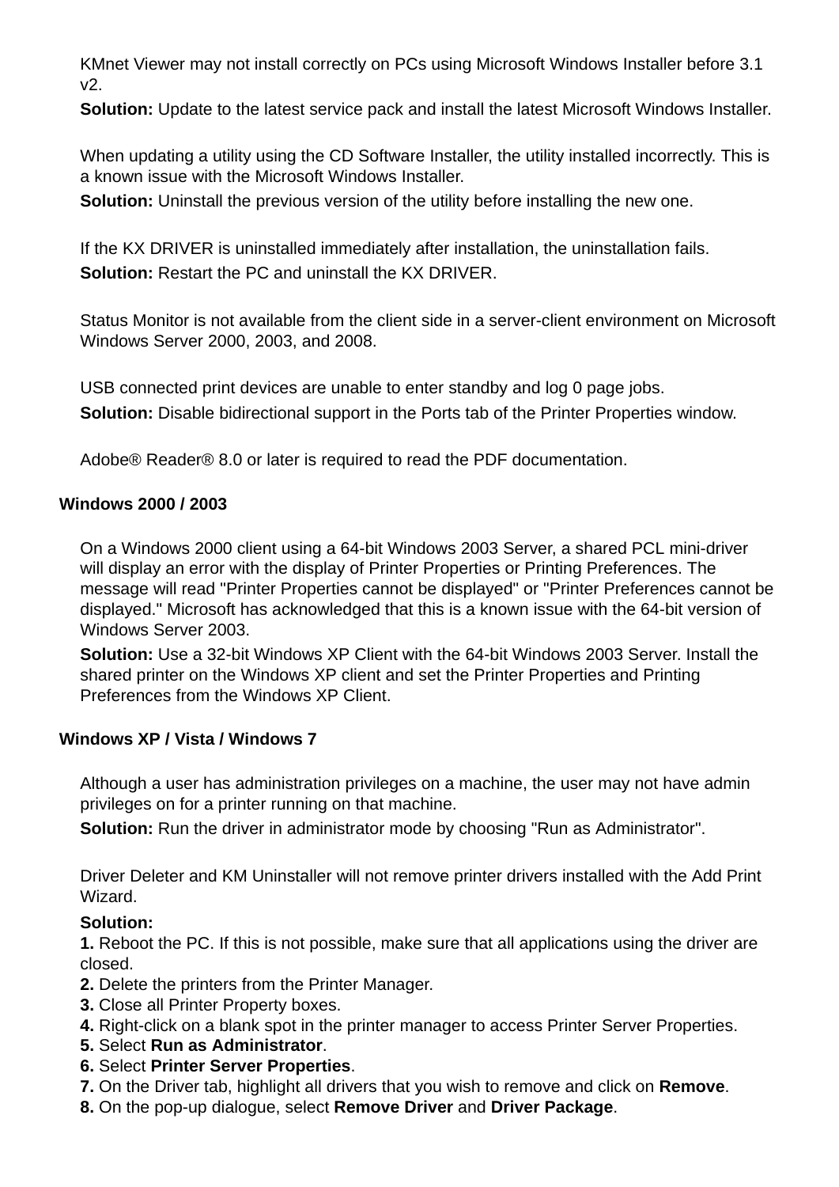KMnet Viewer may not install correctly on PCs using Microsoft Windows Installer before 3.1 v2.

**Solution:** Update to the latest service pack and install the latest Microsoft Windows Installer.

When updating a utility using the CD Software Installer, the utility installed incorrectly. This is a known issue with the Microsoft Windows Installer.

**Solution:** Uninstall the previous version of the utility before installing the new one.

If the KX DRIVER is uninstalled immediately after installation, the uninstallation fails.

**Solution:** Restart the PC and uninstall the KX DRIVER.

Status Monitor is not available from the client side in a server-client environment on Microsoft Windows Server 2000, 2003, and 2008.

USB connected print devices are unable to enter standby and log 0 page jobs.

**Solution:** Disable bidirectional support in the Ports tab of the Printer Properties window.

Adobe® Reader® 8.0 or later is required to read the PDF documentation.

### Windows 2000 / 2003

On a Windows 2000 client using a 64-bit Windows 2003 Server, a shared PCL mini-driver will display an error with the display of Printer Properties or Printing Preferences. The message will read "Printer Properties cannot be displayed" or "Printer Preferences cannot be displayed." Microsoft has acknowledged that this is a known issue with the 64-bit version of Windows Server 2003.

**Solution:** Use a 32-bit Windows XP Client with the 64-bit Windows 2003 Server. Install the shared printer on the Windows XP client and set the Printer Properties and Printing Preferences from the Windows XP Client.

### Windows XP / Vista / Windows 7

Although a user has administration privileges on a machine, the user may not have admin privileges on for a printer running on that machine.

**Solution:** Run the driver in administrator mode by choosing "Run as Administrator".

Driver Deleter and KM Uninstaller will not remove printer drivers installed with the Add Print Wizard.

**Solution:**

**1.** Reboot the PC. If this is not possible, make sure that all applications using the driver are closed.
**2.** Delete the printers from the Printer Manager.
**3.** Close all Printer Property boxes.
**4.** Right-click on a blank spot in the printer manager to access Printer Server Properties.
**5.** Select **Run as Administrator**.
**6.** Select **Printer Server Properties**.
**7.** On the Driver tab, highlight all drivers that you wish to remove and click on **Remove**.
**8.** On the pop-up dialogue, select **Remove Driver** and **Driver Package**.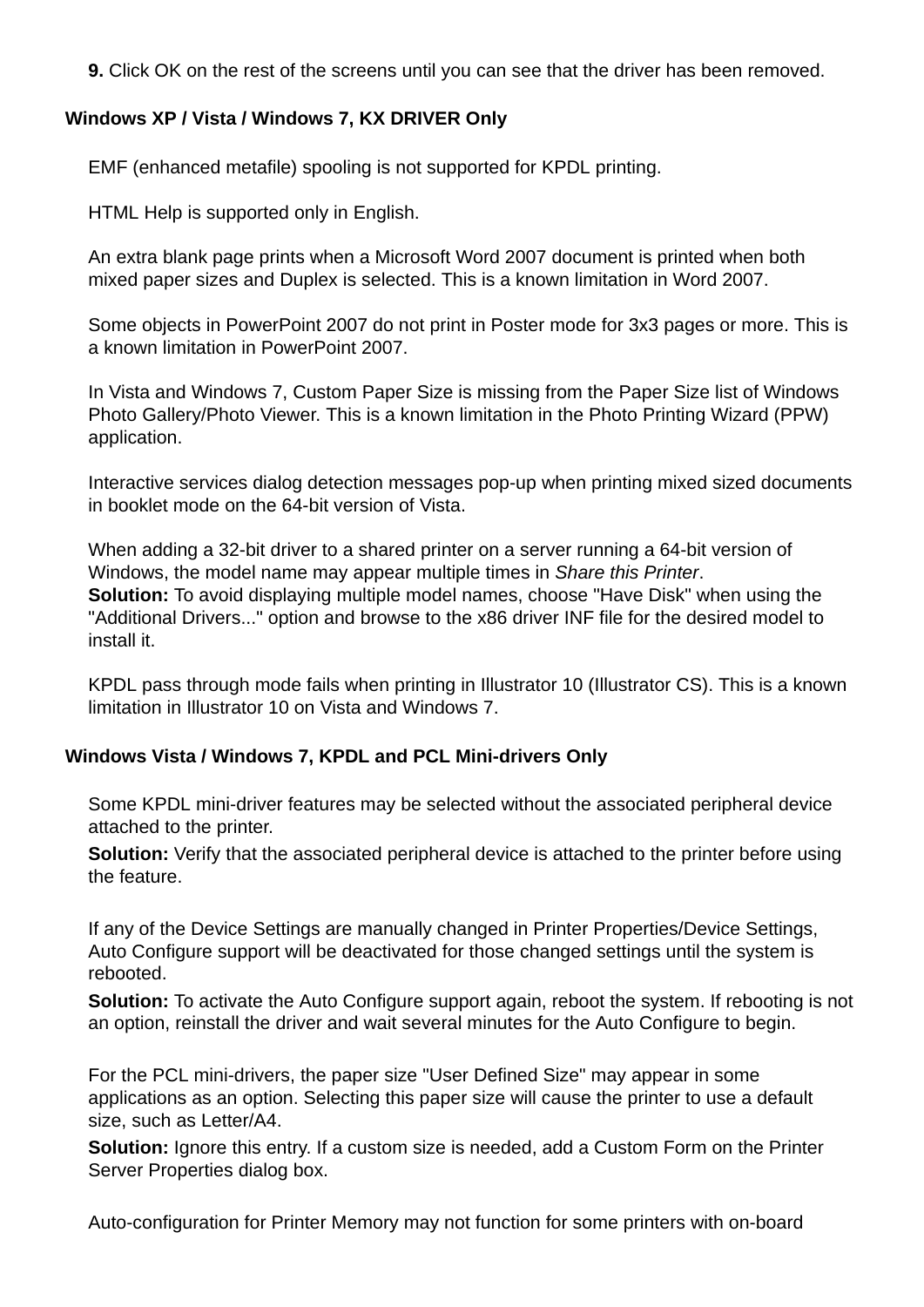**9.** Click OK on the rest of the screens until you can see that the driver has been removed.

**Windows XP / Vista / Windows 7, KX DRIVER Only**

EMF (enhanced metafile) spooling is not supported for KPDL printing.

HTML Help is supported only in English.

An extra blank page prints when a Microsoft Word 2007 document is printed when both mixed paper sizes and Duplex is selected. This is a known limitation in Word 2007.

Some objects in PowerPoint 2007 do not print in Poster mode for 3x3 pages or more. This is a known limitation in PowerPoint 2007.

In Vista and Windows 7, Custom Paper Size is missing from the Paper Size list of Windows Photo Gallery/Photo Viewer. This is a known limitation in the Photo Printing Wizard (PPW) application.

Interactive services dialog detection messages pop-up when printing mixed sized documents in booklet mode on the 64-bit version of Vista.

When adding a 32-bit driver to a shared printer on a server running a 64-bit version of Windows, the model name may appear multiple times in *Share this Printer*.
**Solution:** To avoid displaying multiple model names, choose "Have Disk" when using the "Additional Drivers..." option and browse to the x86 driver INF file for the desired model to install it.

KPDL pass through mode fails when printing in Illustrator 10 (Illustrator CS). This is a known limitation in Illustrator 10 on Vista and Windows 7.

**Windows Vista / Windows 7, KPDL and PCL Mini-drivers Only**

Some KPDL mini-driver features may be selected without the associated peripheral device attached to the printer.

**Solution:** Verify that the associated peripheral device is attached to the printer before using the feature.

If any of the Device Settings are manually changed in Printer Properties/Device Settings, Auto Configure support will be deactivated for those changed settings until the system is rebooted.

**Solution:** To activate the Auto Configure support again, reboot the system. If rebooting is not an option, reinstall the driver and wait several minutes for the Auto Configure to begin.

For the PCL mini-drivers, the paper size "User Defined Size" may appear in some applications as an option. Selecting this paper size will cause the printer to use a default size, such as Letter/A4.

**Solution:** Ignore this entry. If a custom size is needed, add a Custom Form on the Printer Server Properties dialog box.

Auto-configuration for Printer Memory may not function for some printers with on-board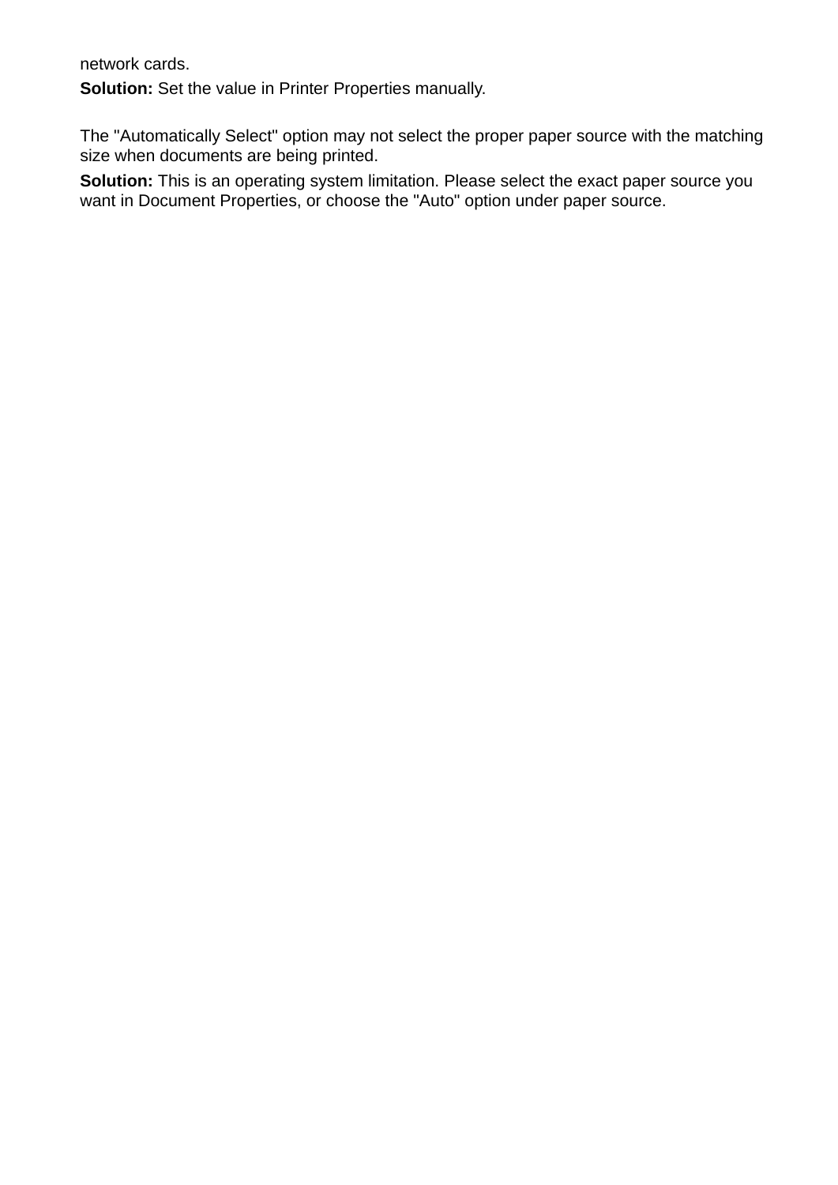network cards.

**Solution:** Set the value in Printer Properties manually.

The "Automatically Select" option may not select the proper paper source with the matching size when documents are being printed.

**Solution:** This is an operating system limitation. Please select the exact paper source you want in Document Properties, or choose the "Auto" option under paper source.